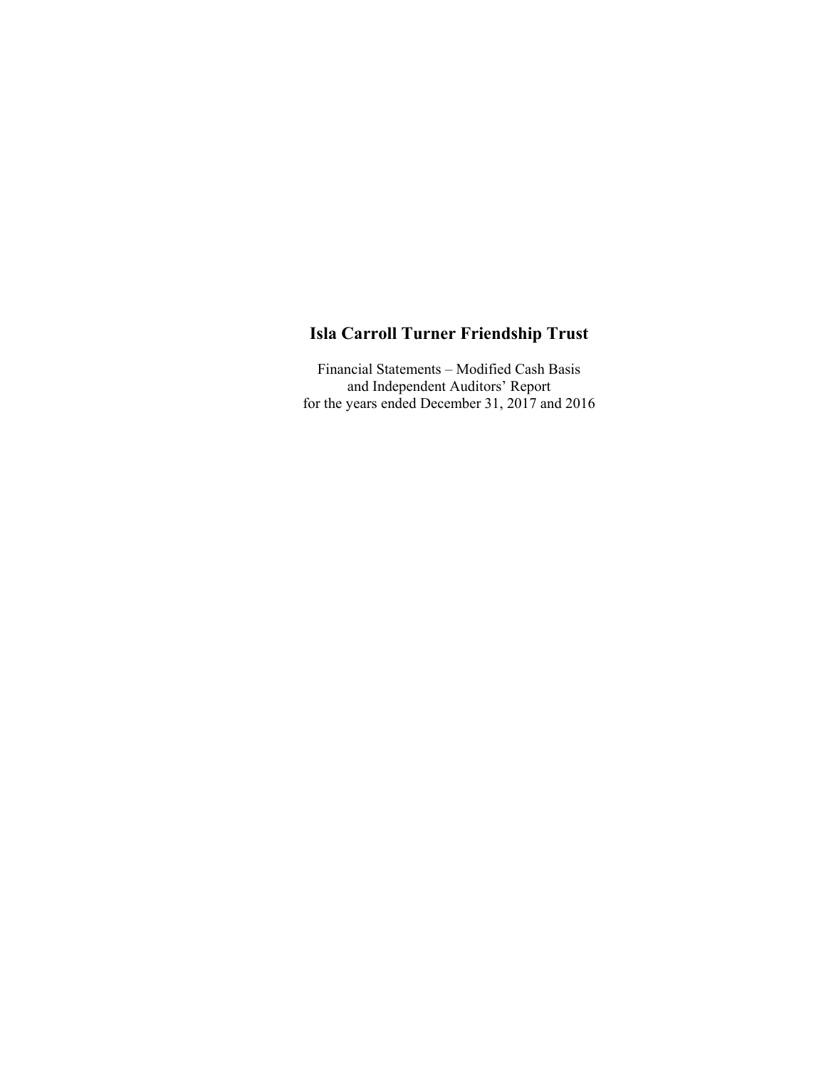# Isla Carroll Turner Friendship Trust

Financial Statements – Modified Cash Basis
and Independent Auditors' Report
for the years ended December 31, 2017 and 2016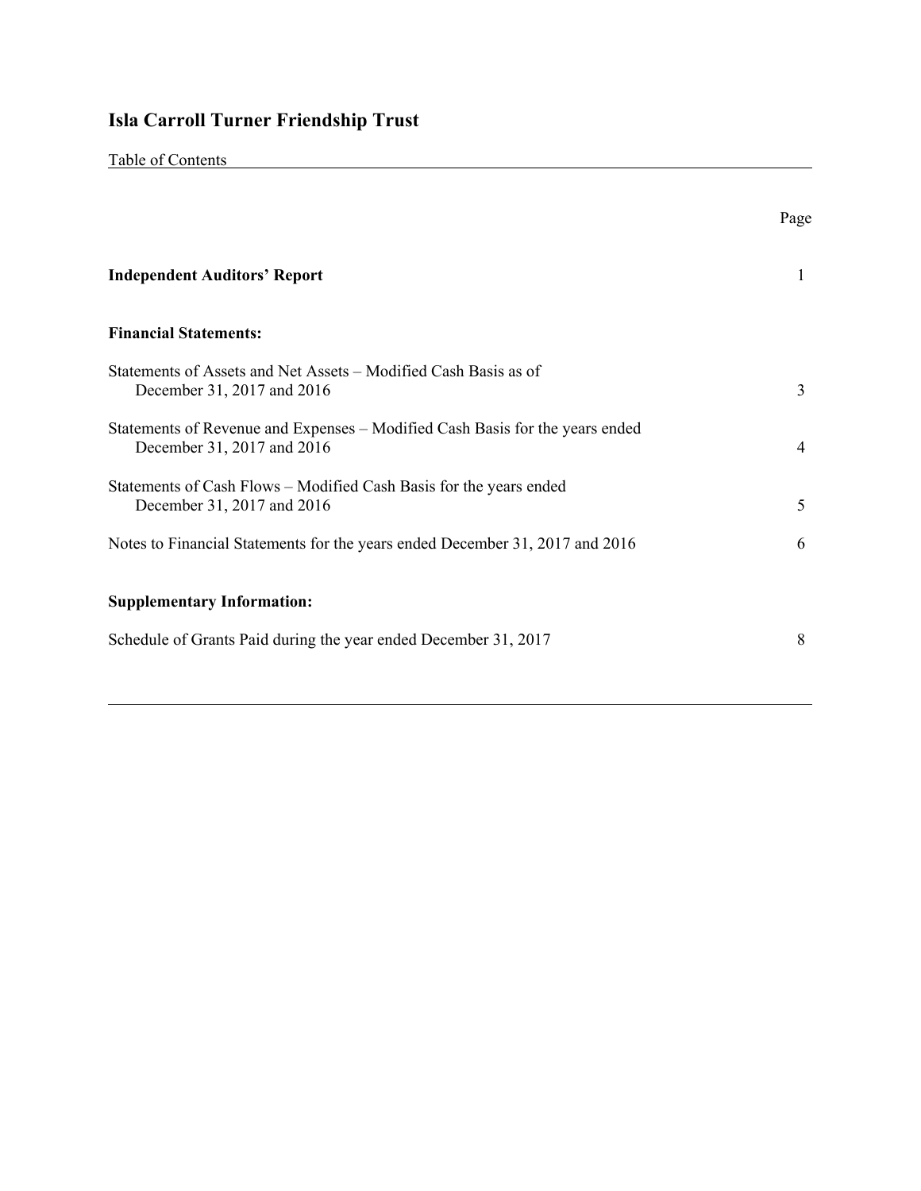# Isla Carroll Turner Friendship Trust

Table of Contents

| | Page |
|---|---|
| **Independent Auditors' Report** | 1 |
| **Financial Statements:** | |
| Statements of Assets and Net Assets – Modified Cash Basis as of December 31, 2017 and 2016 | 3 |
| Statements of Revenue and Expenses – Modified Cash Basis for the years ended December 31, 2017 and 2016 | 4 |
| Statements of Cash Flows – Modified Cash Basis for the years ended December 31, 2017 and 2016 | 5 |
| Notes to Financial Statements for the years ended December 31, 2017 and 2016 | 6 |
| **Supplementary Information:** | |
| Schedule of Grants Paid during the year ended December 31, 2017 | 8 |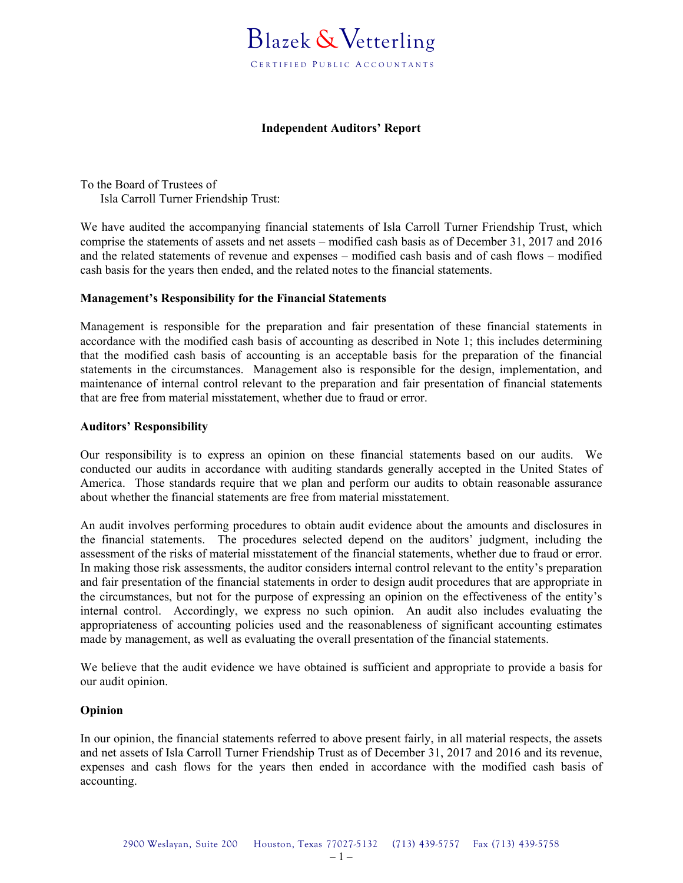Blazek & Vetterling

CERTIFIED PUBLIC ACCOUNTANTS

## Independent Auditors' Report

To the Board of Trustees of
Isla Carroll Turner Friendship Trust:

We have audited the accompanying financial statements of Isla Carroll Turner Friendship Trust, which comprise the statements of assets and net assets – modified cash basis as of December 31, 2017 and 2016 and the related statements of revenue and expenses – modified cash basis and of cash flows – modified cash basis for the years then ended, and the related notes to the financial statements.

**Management's Responsibility for the Financial Statements**

Management is responsible for the preparation and fair presentation of these financial statements in accordance with the modified cash basis of accounting as described in Note 1; this includes determining that the modified cash basis of accounting is an acceptable basis for the preparation of the financial statements in the circumstances. Management also is responsible for the design, implementation, and maintenance of internal control relevant to the preparation and fair presentation of financial statements that are free from material misstatement, whether due to fraud or error.

**Auditors' Responsibility**

Our responsibility is to express an opinion on these financial statements based on our audits. We conducted our audits in accordance with auditing standards generally accepted in the United States of America. Those standards require that we plan and perform our audits to obtain reasonable assurance about whether the financial statements are free from material misstatement.

An audit involves performing procedures to obtain audit evidence about the amounts and disclosures in the financial statements. The procedures selected depend on the auditors' judgment, including the assessment of the risks of material misstatement of the financial statements, whether due to fraud or error. In making those risk assessments, the auditor considers internal control relevant to the entity's preparation and fair presentation of the financial statements in order to design audit procedures that are appropriate in the circumstances, but not for the purpose of expressing an opinion on the effectiveness of the entity's internal control. Accordingly, we express no such opinion. An audit also includes evaluating the appropriateness of accounting policies used and the reasonableness of significant accounting estimates made by management, as well as evaluating the overall presentation of the financial statements.

We believe that the audit evidence we have obtained is sufficient and appropriate to provide a basis for our audit opinion.

**Opinion**

In our opinion, the financial statements referred to above present fairly, in all material respects, the assets and net assets of Isla Carroll Turner Friendship Trust as of December 31, 2017 and 2016 and its revenue, expenses and cash flows for the years then ended in accordance with the modified cash basis of accounting.

2900 Weslayan, Suite 200 Houston, Texas 77027-5132 (713) 439-5757 Fax (713) 439-5758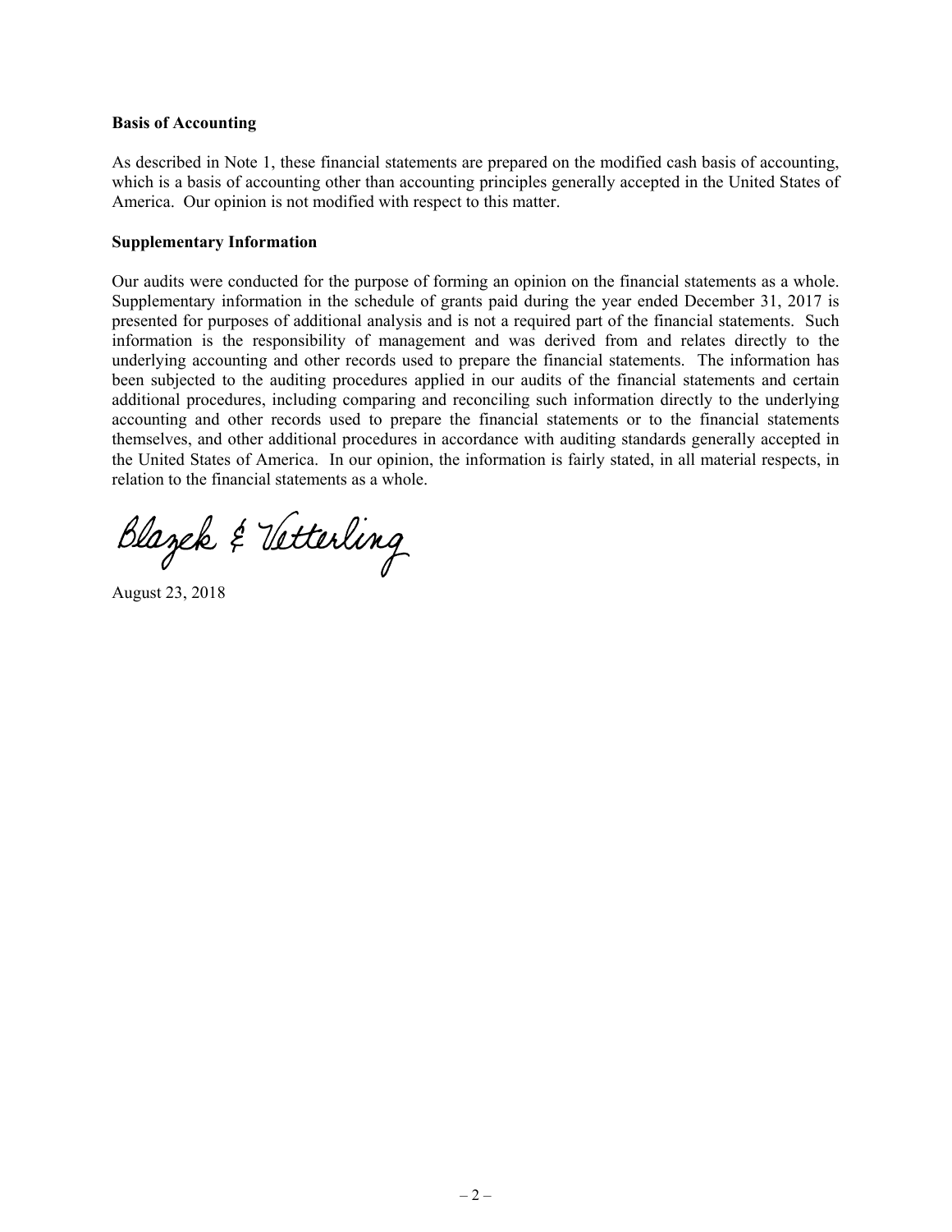**Basis of Accounting**

As described in Note 1, these financial statements are prepared on the modified cash basis of accounting, which is a basis of accounting other than accounting principles generally accepted in the United States of America. Our opinion is not modified with respect to this matter.

**Supplementary Information**

Our audits were conducted for the purpose of forming an opinion on the financial statements as a whole. Supplementary information in the schedule of grants paid during the year ended December 31, 2017 is presented for purposes of additional analysis and is not a required part of the financial statements. Such information is the responsibility of management and was derived from and relates directly to the underlying accounting and other records used to prepare the financial statements. The information has been subjected to the auditing procedures applied in our audits of the financial statements and certain additional procedures, including comparing and reconciling such information directly to the underlying accounting and other records used to prepare the financial statements or to the financial statements themselves, and other additional procedures in accordance with auditing standards generally accepted in the United States of America. In our opinion, the information is fairly stated, in all material respects, in relation to the financial statements as a whole.

Blazek & Vetterling

August 23, 2018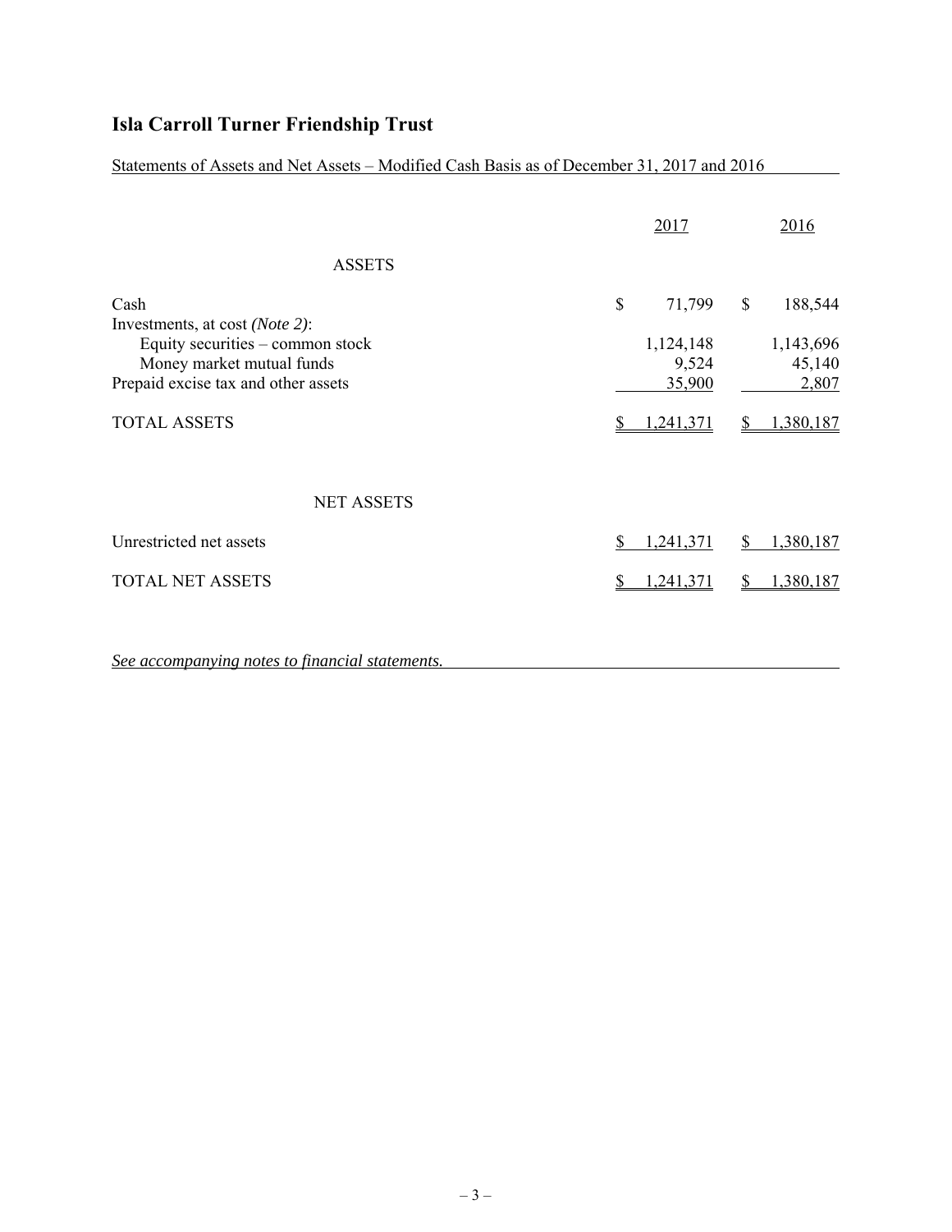# Isla Carroll Turner Friendship Trust

Statements of Assets and Net Assets – Modified Cash Basis as of December 31, 2017 and 2016

| | 2017 | 2016 |
|---|---|---|
| **ASSETS** | | |
| Cash | $ 71,799 | $ 188,544 |
| Investments, at cost *(Note 2)*: | | |
| Equity securities – common stock | 1,124,148 | 1,143,696 |
| Money market mutual funds | 9,524 | 45,140 |
| Prepaid excise tax and other assets | 35,900 | 2,807 |
| TOTAL ASSETS | $ 1,241,371 | $ 1,380,187 |
| **NET ASSETS** | | |
| Unrestricted net assets | $ 1,241,371 | $ 1,380,187 |
| TOTAL NET ASSETS | $ 1,241,371 | $ 1,380,187 |

*See accompanying notes to financial statements.*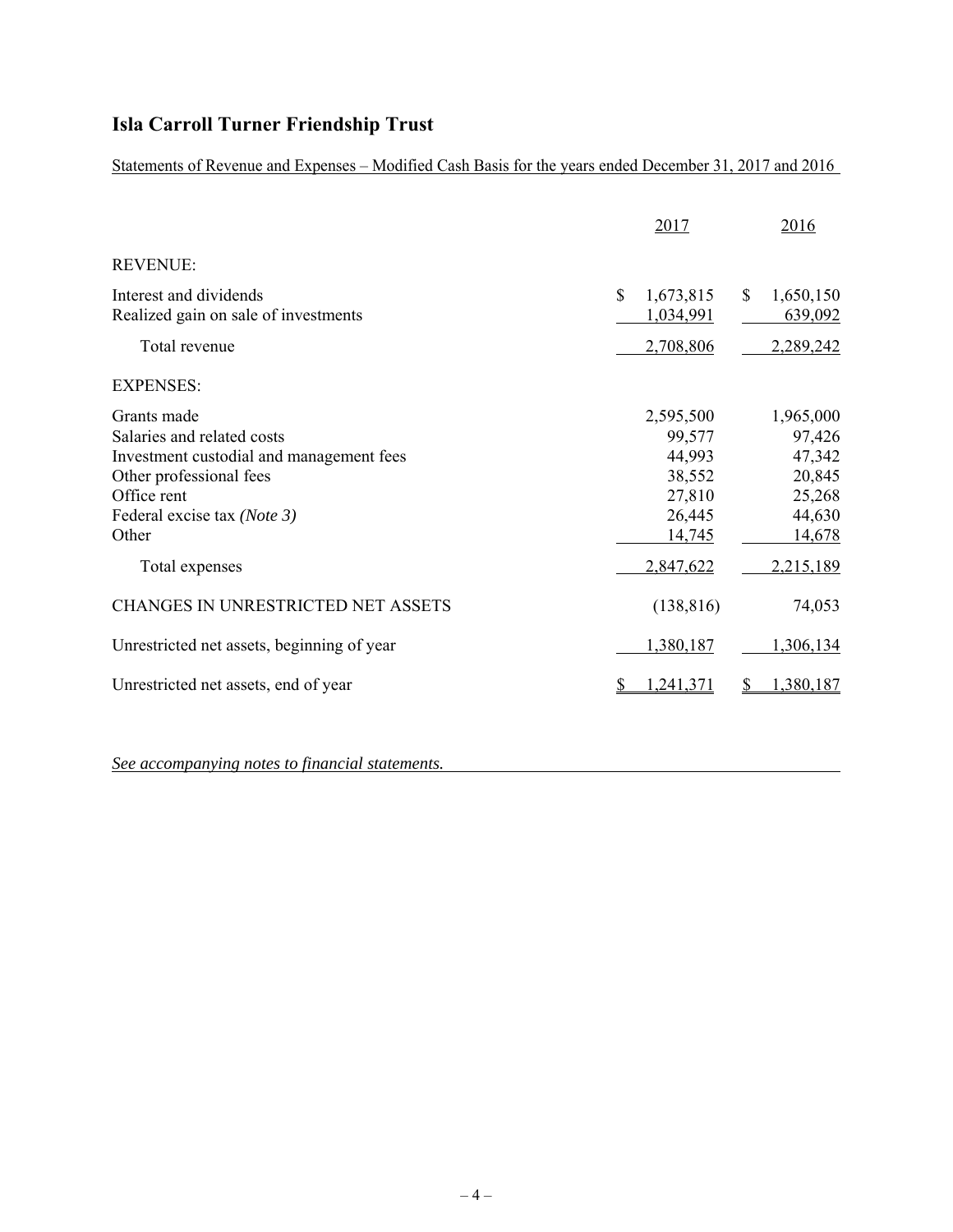# Isla Carroll Turner Friendship Trust

Statements of Revenue and Expenses – Modified Cash Basis for the years ended December 31, 2017 and 2016

| | 2017 | 2016 |
|---|---|---|
| REVENUE: | | |
| Interest and dividends | $ 1,673,815 | $ 1,650,150 |
| Realized gain on sale of investments | 1,034,991 | 639,092 |
| Total revenue | 2,708,806 | 2,289,242 |
| EXPENSES: | | |
| Grants made | 2,595,500 | 1,965,000 |
| Salaries and related costs | 99,577 | 97,426 |
| Investment custodial and management fees | 44,993 | 47,342 |
| Other professional fees | 38,552 | 20,845 |
| Office rent | 27,810 | 25,268 |
| Federal excise tax *(Note 3)* | 26,445 | 44,630 |
| Other | 14,745 | 14,678 |
| Total expenses | 2,847,622 | 2,215,189 |
| CHANGES IN UNRESTRICTED NET ASSETS | (138,816) | 74,053 |
| Unrestricted net assets, beginning of year | 1,380,187 | 1,306,134 |
| Unrestricted net assets, end of year | $ 1,241,371 | $ 1,380,187 |

*See accompanying notes to financial statements.*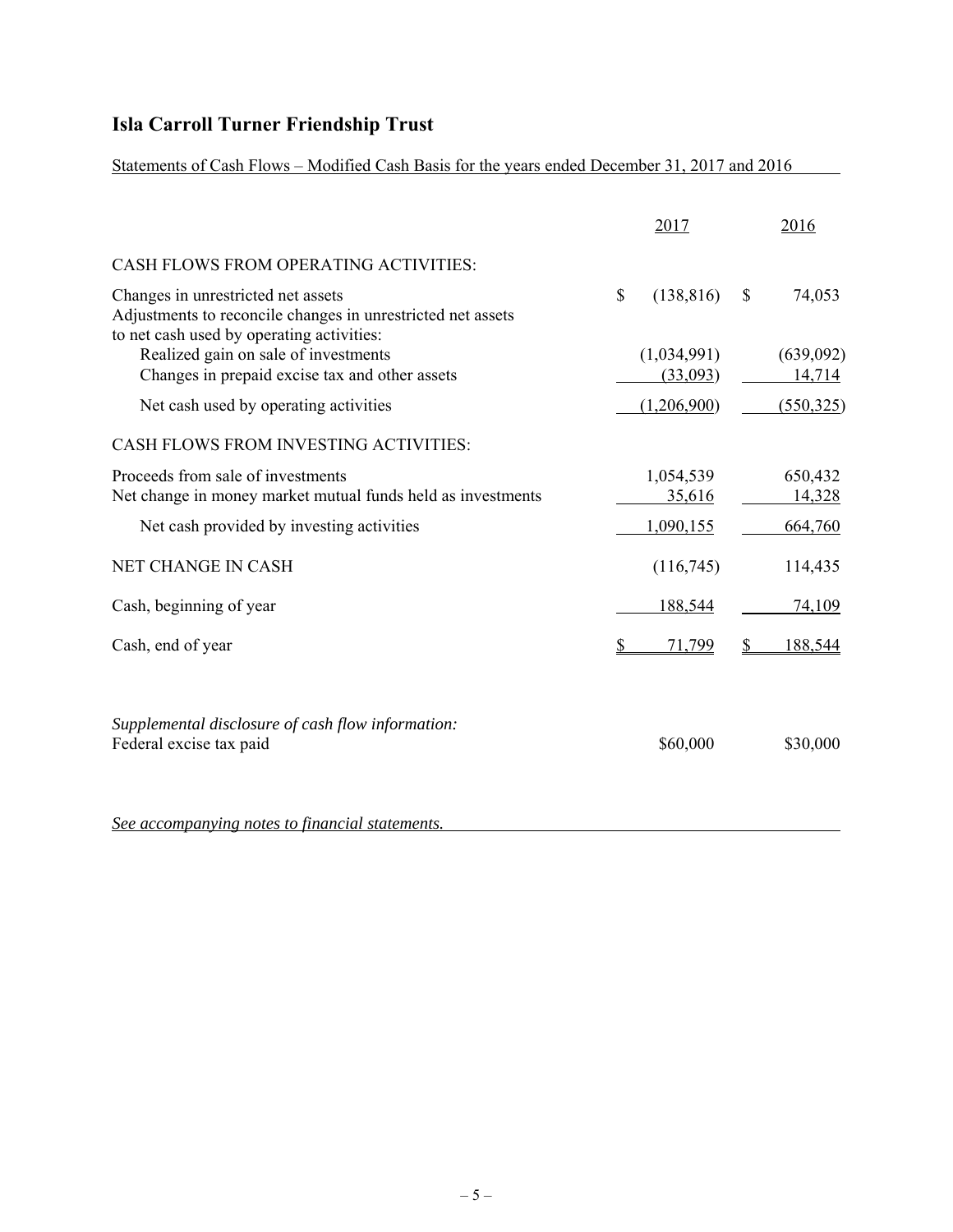# Isla Carroll Turner Friendship Trust

Statements of Cash Flows – Modified Cash Basis for the years ended December 31, 2017 and 2016

| | 2017 | 2016 |
|---|---|---|
| CASH FLOWS FROM OPERATING ACTIVITIES: | | |
| Changes in unrestricted net assets | $ (138,816) | $ 74,053 |
| Adjustments to reconcile changes in unrestricted net assets to net cash used by operating activities: | | |
| Realized gain on sale of investments | (1,034,991) | (639,092) |
| Changes in prepaid excise tax and other assets | (33,093) | 14,714 |
| Net cash used by operating activities | (1,206,900) | (550,325) |
| CASH FLOWS FROM INVESTING ACTIVITIES: | | |
| Proceeds from sale of investments | 1,054,539 | 650,432 |
| Net change in money market mutual funds held as investments | 35,616 | 14,328 |
| Net cash provided by investing activities | 1,090,155 | 664,760 |
| NET CHANGE IN CASH | (116,745) | 114,435 |
| Cash, beginning of year | 188,544 | 74,109 |
| Cash, end of year | $ 71,799 | $ 188,544 |

*Supplemental disclosure of cash flow information:*

| | 2017 | 2016 |
|---|---|---|
| Federal excise tax paid | $60,000 | $30,000 |

*See accompanying notes to financial statements.*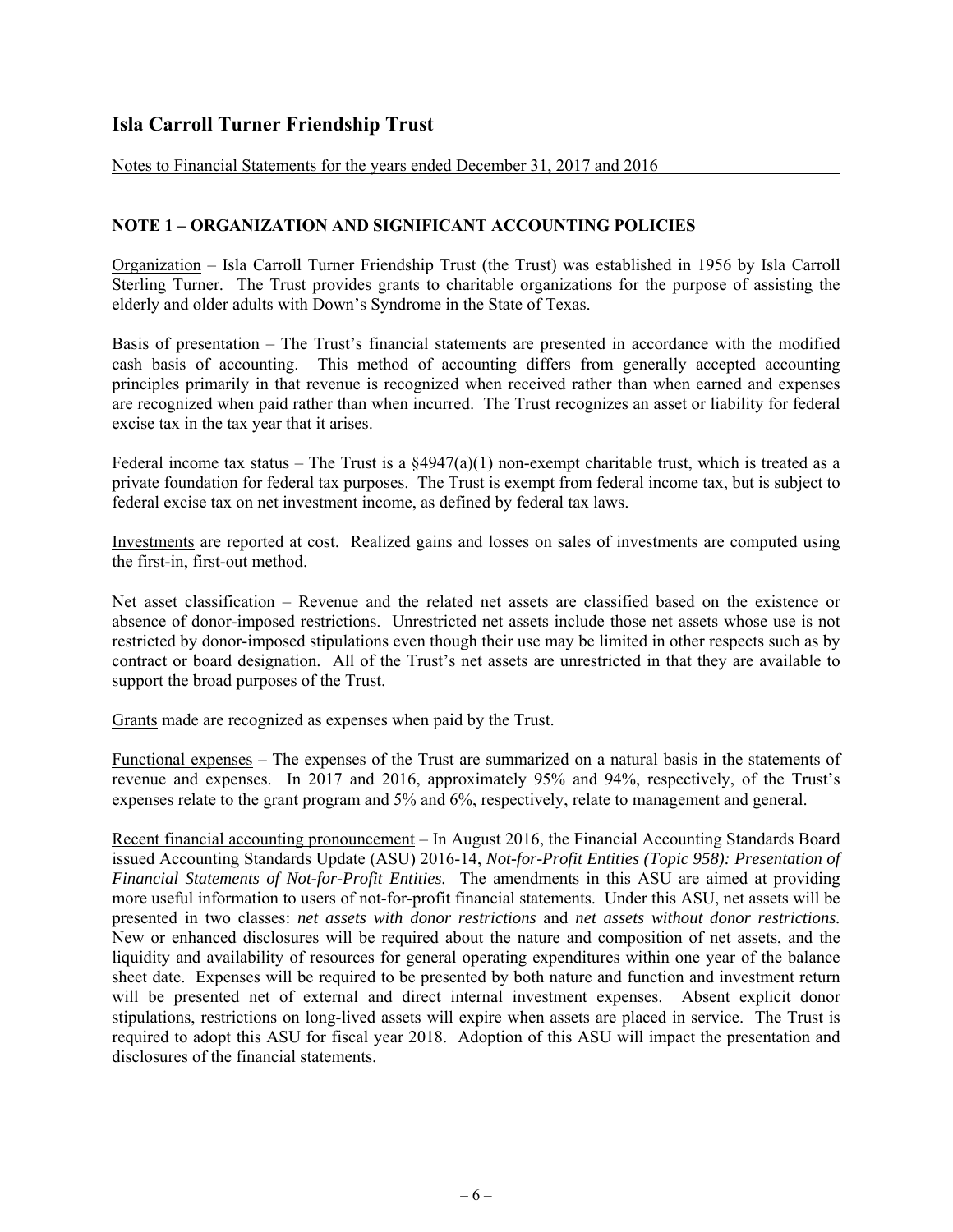# Isla Carroll Turner Friendship Trust

Notes to Financial Statements for the years ended December 31, 2017 and 2016

## NOTE 1 – ORGANIZATION AND SIGNIFICANT ACCOUNTING POLICIES

Organization – Isla Carroll Turner Friendship Trust (the Trust) was established in 1956 by Isla Carroll Sterling Turner. The Trust provides grants to charitable organizations for the purpose of assisting the elderly and older adults with Down's Syndrome in the State of Texas.

Basis of presentation – The Trust's financial statements are presented in accordance with the modified cash basis of accounting. This method of accounting differs from generally accepted accounting principles primarily in that revenue is recognized when received rather than when earned and expenses are recognized when paid rather than when incurred. The Trust recognizes an asset or liability for federal excise tax in the tax year that it arises.

Federal income tax status – The Trust is a §4947(a)(1) non-exempt charitable trust, which is treated as a private foundation for federal tax purposes. The Trust is exempt from federal income tax, but is subject to federal excise tax on net investment income, as defined by federal tax laws.

Investments are reported at cost. Realized gains and losses on sales of investments are computed using the first-in, first-out method.

Net asset classification – Revenue and the related net assets are classified based on the existence or absence of donor-imposed restrictions. Unrestricted net assets include those net assets whose use is not restricted by donor-imposed stipulations even though their use may be limited in other respects such as by contract or board designation. All of the Trust's net assets are unrestricted in that they are available to support the broad purposes of the Trust.

Grants made are recognized as expenses when paid by the Trust.

Functional expenses – The expenses of the Trust are summarized on a natural basis in the statements of revenue and expenses. In 2017 and 2016, approximately 95% and 94%, respectively, of the Trust's expenses relate to the grant program and 5% and 6%, respectively, relate to management and general.

Recent financial accounting pronouncement – In August 2016, the Financial Accounting Standards Board issued Accounting Standards Update (ASU) 2016-14, *Not-for-Profit Entities (Topic 958): Presentation of Financial Statements of Not-for-Profit Entities.* The amendments in this ASU are aimed at providing more useful information to users of not-for-profit financial statements. Under this ASU, net assets will be presented in two classes: *net assets with donor restrictions* and *net assets without donor restrictions.* New or enhanced disclosures will be required about the nature and composition of net assets, and the liquidity and availability of resources for general operating expenditures within one year of the balance sheet date. Expenses will be required to be presented by both nature and function and investment return will be presented net of external and direct internal investment expenses. Absent explicit donor stipulations, restrictions on long-lived assets will expire when assets are placed in service. The Trust is required to adopt this ASU for fiscal year 2018. Adoption of this ASU will impact the presentation and disclosures of the financial statements.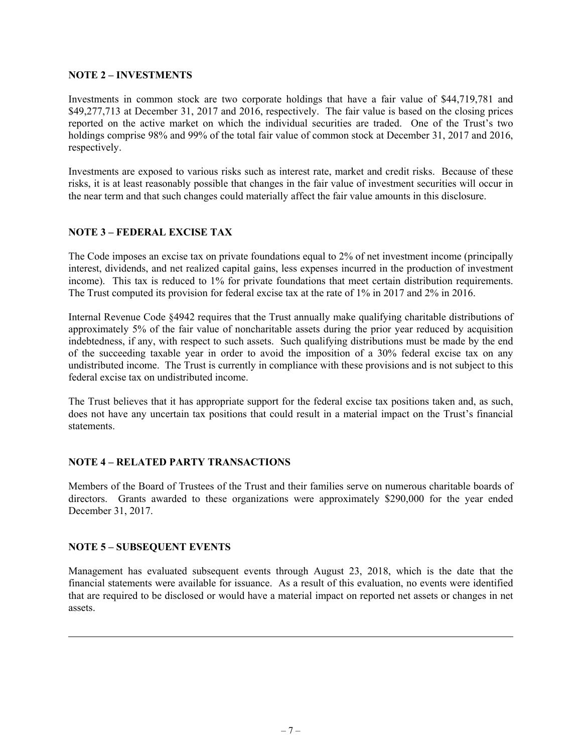## NOTE 2 – INVESTMENTS

Investments in common stock are two corporate holdings that have a fair value of $44,719,781 and $49,277,713 at December 31, 2017 and 2016, respectively. The fair value is based on the closing prices reported on the active market on which the individual securities are traded. One of the Trust's two holdings comprise 98% and 99% of the total fair value of common stock at December 31, 2017 and 2016, respectively.

Investments are exposed to various risks such as interest rate, market and credit risks. Because of these risks, it is at least reasonably possible that changes in the fair value of investment securities will occur in the near term and that such changes could materially affect the fair value amounts in this disclosure.

## NOTE 3 – FEDERAL EXCISE TAX

The Code imposes an excise tax on private foundations equal to 2% of net investment income (principally interest, dividends, and net realized capital gains, less expenses incurred in the production of investment income). This tax is reduced to 1% for private foundations that meet certain distribution requirements. The Trust computed its provision for federal excise tax at the rate of 1% in 2017 and 2% in 2016.

Internal Revenue Code §4942 requires that the Trust annually make qualifying charitable distributions of approximately 5% of the fair value of noncharitable assets during the prior year reduced by acquisition indebtedness, if any, with respect to such assets. Such qualifying distributions must be made by the end of the succeeding taxable year in order to avoid the imposition of a 30% federal excise tax on any undistributed income. The Trust is currently in compliance with these provisions and is not subject to this federal excise tax on undistributed income.

The Trust believes that it has appropriate support for the federal excise tax positions taken and, as such, does not have any uncertain tax positions that could result in a material impact on the Trust's financial statements.

## NOTE 4 – RELATED PARTY TRANSACTIONS

Members of the Board of Trustees of the Trust and their families serve on numerous charitable boards of directors. Grants awarded to these organizations were approximately $290,000 for the year ended December 31, 2017.

## NOTE 5 – SUBSEQUENT EVENTS

Management has evaluated subsequent events through August 23, 2018, which is the date that the financial statements were available for issuance. As a result of this evaluation, no events were identified that are required to be disclosed or would have a material impact on reported net assets or changes in net assets.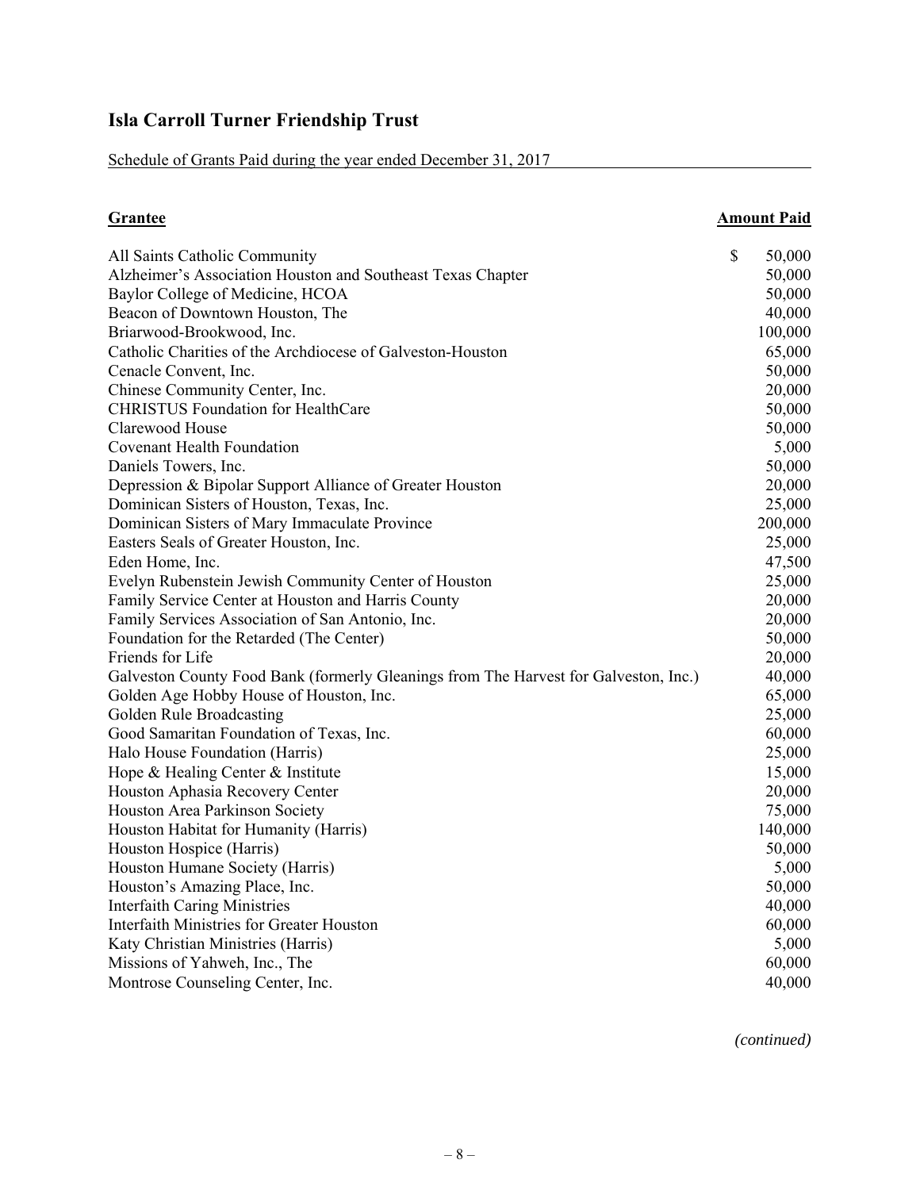# Isla Carroll Turner Friendship Trust

Schedule of Grants Paid during the year ended December 31, 2017

| Grantee | Amount Paid |
|---|---|
| All Saints Catholic Community | $ 50,000 |
| Alzheimer's Association Houston and Southeast Texas Chapter | 50,000 |
| Baylor College of Medicine, HCOA | 50,000 |
| Beacon of Downtown Houston, The | 40,000 |
| Briarwood-Brookwood, Inc. | 100,000 |
| Catholic Charities of the Archdiocese of Galveston-Houston | 65,000 |
| Cenacle Convent, Inc. | 50,000 |
| Chinese Community Center, Inc. | 20,000 |
| CHRISTUS Foundation for HealthCare | 50,000 |
| Clarewood House | 50,000 |
| Covenant Health Foundation | 5,000 |
| Daniels Towers, Inc. | 50,000 |
| Depression & Bipolar Support Alliance of Greater Houston | 20,000 |
| Dominican Sisters of Houston, Texas, Inc. | 25,000 |
| Dominican Sisters of Mary Immaculate Province | 200,000 |
| Easters Seals of Greater Houston, Inc. | 25,000 |
| Eden Home, Inc. | 47,500 |
| Evelyn Rubenstein Jewish Community Center of Houston | 25,000 |
| Family Service Center at Houston and Harris County | 20,000 |
| Family Services Association of San Antonio, Inc. | 20,000 |
| Foundation for the Retarded (The Center) | 50,000 |
| Friends for Life | 20,000 |
| Galveston County Food Bank (formerly Gleanings from The Harvest for Galveston, Inc.) | 40,000 |
| Golden Age Hobby House of Houston, Inc. | 65,000 |
| Golden Rule Broadcasting | 25,000 |
| Good Samaritan Foundation of Texas, Inc. | 60,000 |
| Halo House Foundation (Harris) | 25,000 |
| Hope & Healing Center & Institute | 15,000 |
| Houston Aphasia Recovery Center | 20,000 |
| Houston Area Parkinson Society | 75,000 |
| Houston Habitat for Humanity (Harris) | 140,000 |
| Houston Hospice (Harris) | 50,000 |
| Houston Humane Society (Harris) | 5,000 |
| Houston's Amazing Place, Inc. | 50,000 |
| Interfaith Caring Ministries | 40,000 |
| Interfaith Ministries for Greater Houston | 60,000 |
| Katy Christian Ministries (Harris) | 5,000 |
| Missions of Yahweh, Inc., The | 60,000 |
| Montrose Counseling Center, Inc. | 40,000 |

*(continued)*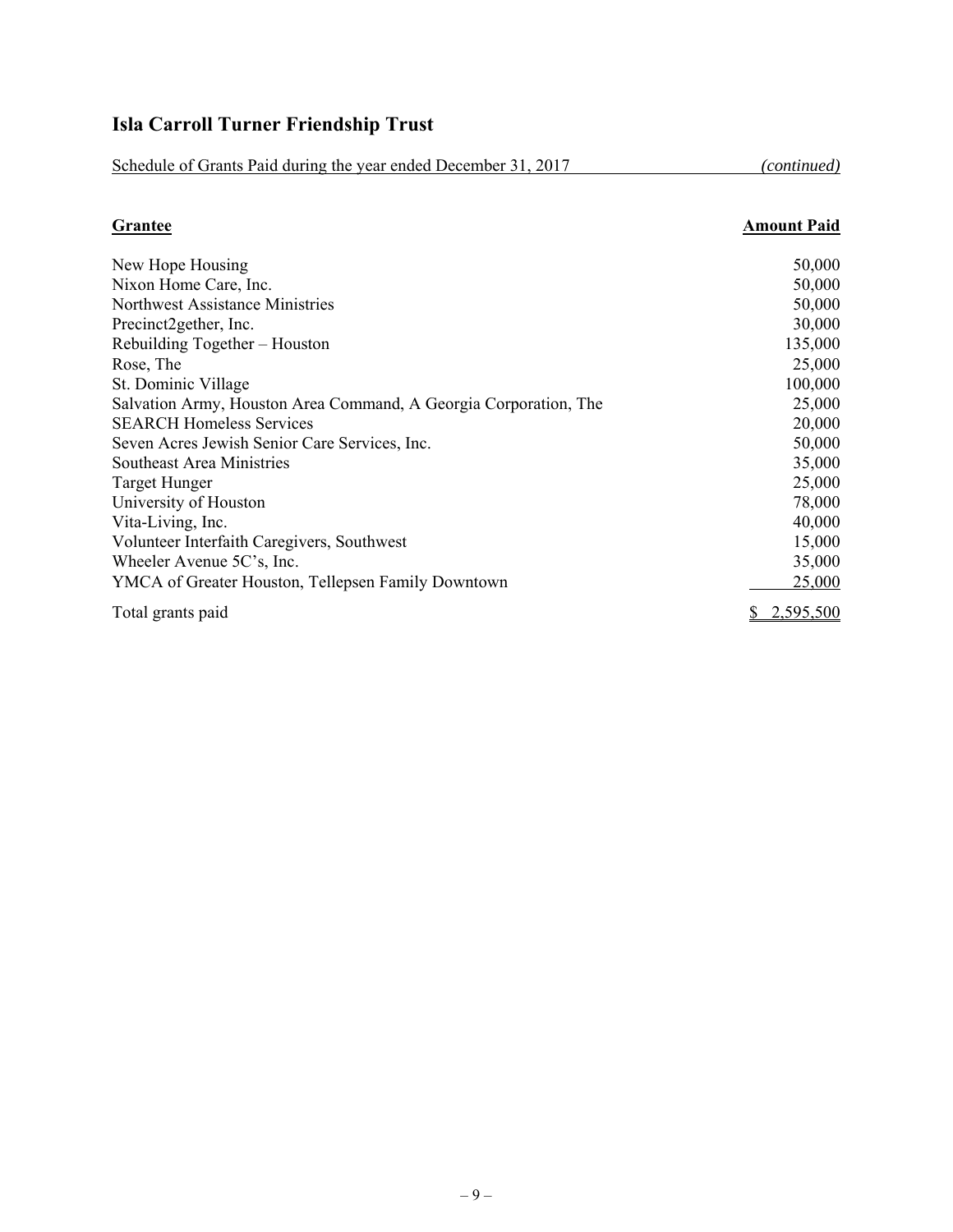# Isla Carroll Turner Friendship Trust

Schedule of Grants Paid during the year ended December 31, 2017 *(continued)*

| Grantee | Amount Paid |
| --- | --- |
| New Hope Housing | 50,000 |
| Nixon Home Care, Inc. | 50,000 |
| Northwest Assistance Ministries | 50,000 |
| Precinct2gether, Inc. | 30,000 |
| Rebuilding Together – Houston | 135,000 |
| Rose, The | 25,000 |
| St. Dominic Village | 100,000 |
| Salvation Army, Houston Area Command, A Georgia Corporation, The | 25,000 |
| SEARCH Homeless Services | 20,000 |
| Seven Acres Jewish Senior Care Services, Inc. | 50,000 |
| Southeast Area Ministries | 35,000 |
| Target Hunger | 25,000 |
| University of Houston | 78,000 |
| Vita-Living, Inc. | 40,000 |
| Volunteer Interfaith Caregivers, Southwest | 15,000 |
| Wheeler Avenue 5C's, Inc. | 35,000 |
| YMCA of Greater Houston, Tellepsen Family Downtown | 25,000 |
| Total grants paid | $ 2,595,500 |